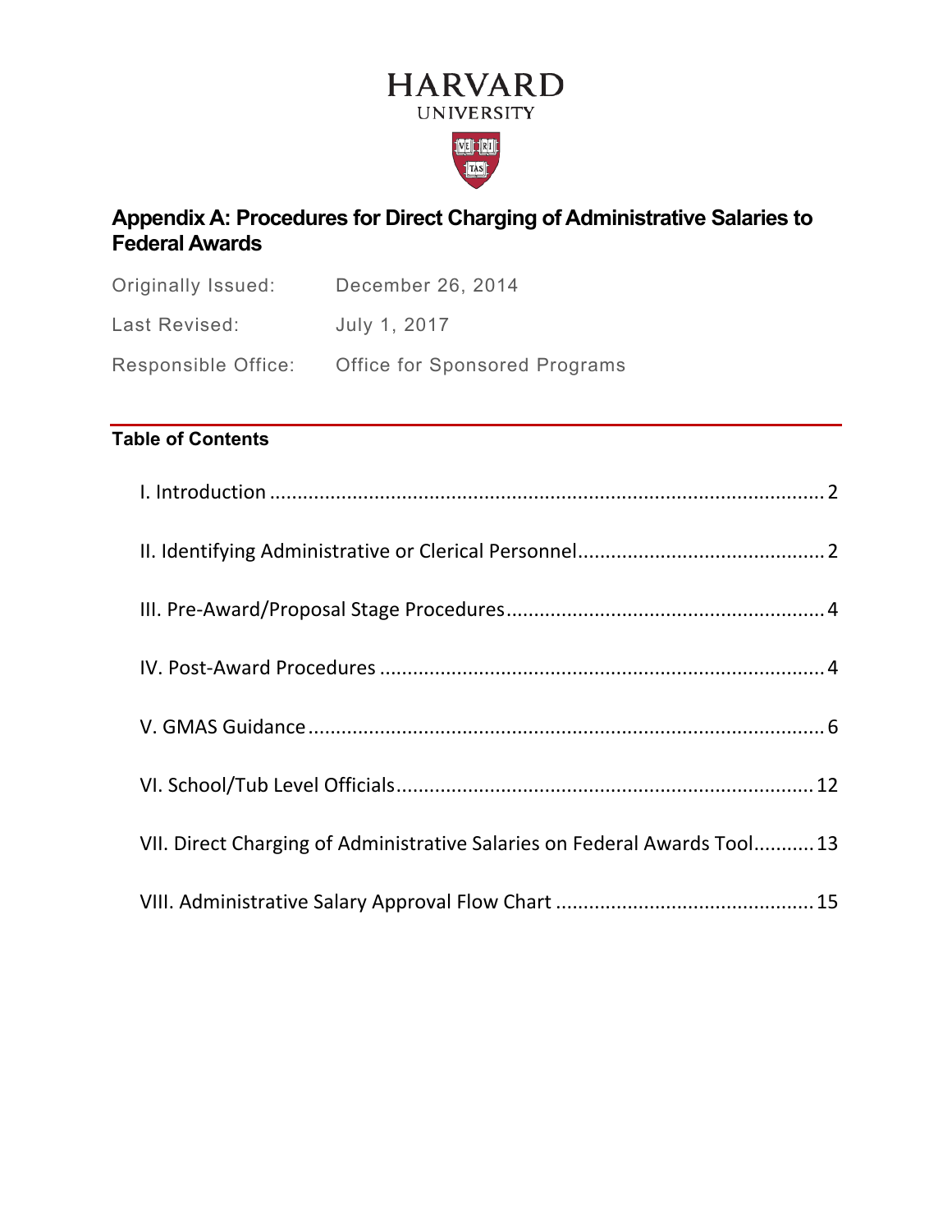HARVARD
UNIVERSITY

# Appendix A: Procedures for Direct Charging of Administrative Salaries to Federal Awards

| | |
|---|---|
| Originally Issued: | December 26, 2014 |
| Last Revised: | July 1, 2017 |
| Responsible Office: | Office for Sponsored Programs |

## Table of Contents

- I. Introduction ..... 2
- II. Identifying Administrative or Clerical Personnel ..... 2
- III. Pre-Award/Proposal Stage Procedures ..... 4
- IV. Post-Award Procedures ..... 4
- V. GMAS Guidance ..... 6
- VI. School/Tub Level Officials ..... 12
- VII. Direct Charging of Administrative Salaries on Federal Awards Tool ..... 13
- VIII. Administrative Salary Approval Flow Chart ..... 15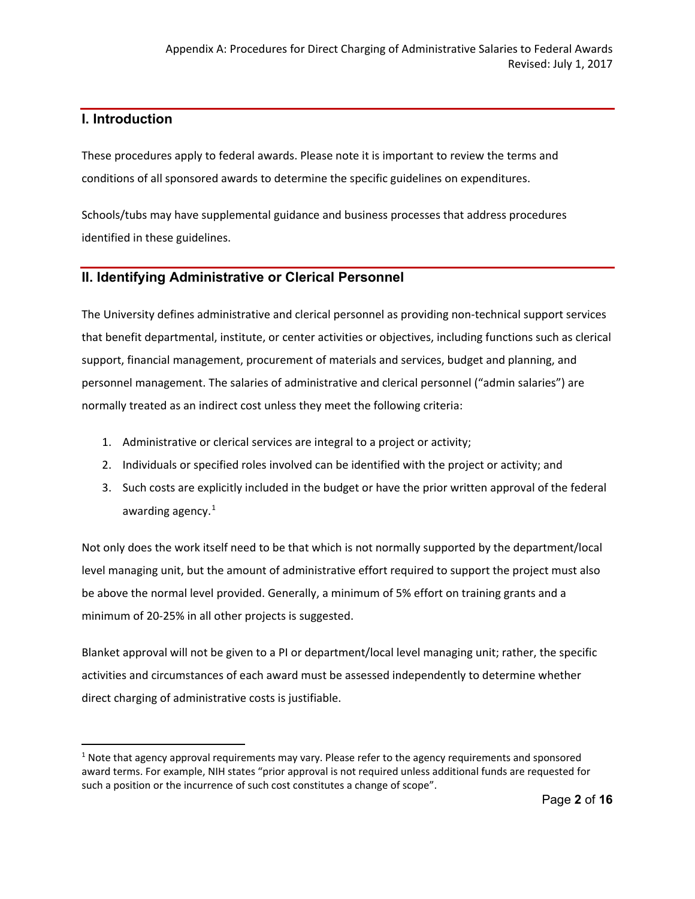## I. Introduction

These procedures apply to federal awards. Please note it is important to review the terms and conditions of all sponsored awards to determine the specific guidelines on expenditures.

Schools/tubs may have supplemental guidance and business processes that address procedures identified in these guidelines.

## II. Identifying Administrative or Clerical Personnel

The University defines administrative and clerical personnel as providing non-technical support services that benefit departmental, institute, or center activities or objectives, including functions such as clerical support, financial management, procurement of materials and services, budget and planning, and personnel management. The salaries of administrative and clerical personnel ("admin salaries") are normally treated as an indirect cost unless they meet the following criteria:

1. Administrative or clerical services are integral to a project or activity;
2. Individuals or specified roles involved can be identified with the project or activity; and
3. Such costs are explicitly included in the budget or have the prior written approval of the federal awarding agency.[1]

Not only does the work itself need to be that which is not normally supported by the department/local level managing unit, but the amount of administrative effort required to support the project must also be above the normal level provided. Generally, a minimum of 5% effort on training grants and a minimum of 20-25% in all other projects is suggested.

Blanket approval will not be given to a PI or department/local level managing unit; rather, the specific activities and circumstances of each award must be assessed independently to determine whether direct charging of administrative costs is justifiable.

---

[1] Note that agency approval requirements may vary. Please refer to the agency requirements and sponsored award terms. For example, NIH states "prior approval is not required unless additional funds are requested for such a position or the incurrence of such cost constitutes a change of scope".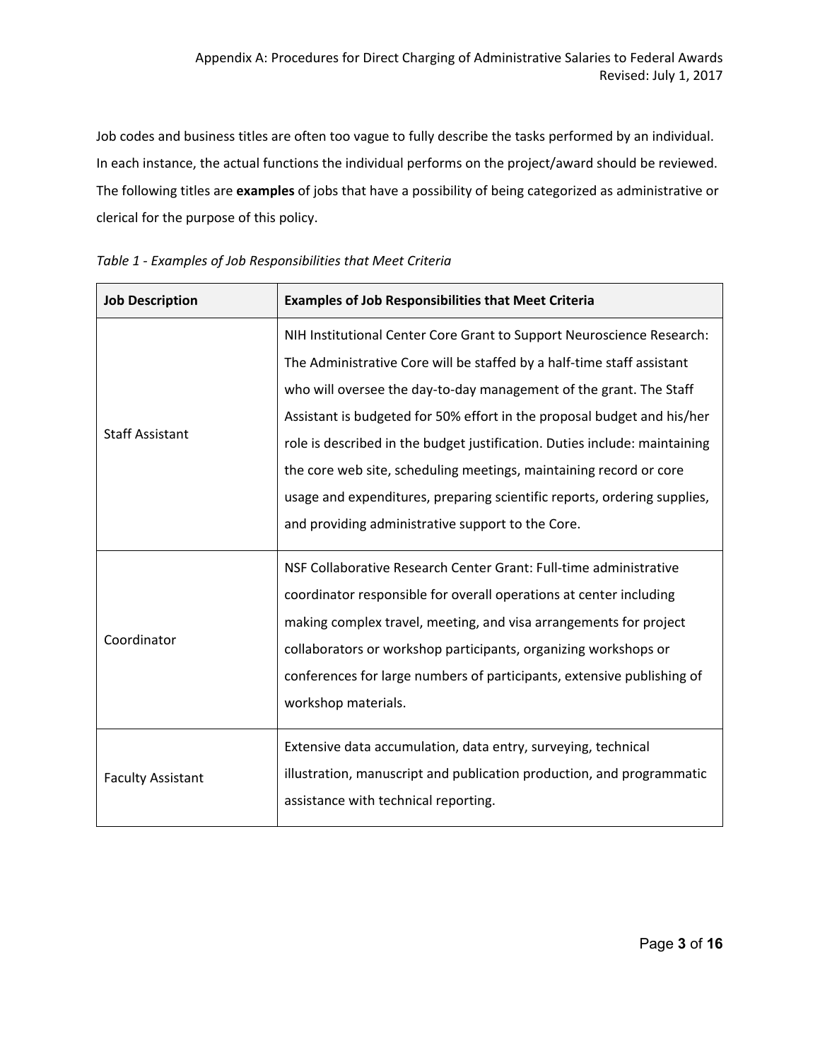Job codes and business titles are often too vague to fully describe the tasks performed by an individual. In each instance, the actual functions the individual performs on the project/award should be reviewed. The following titles are **examples** of jobs that have a possibility of being categorized as administrative or clerical for the purpose of this policy.

*Table 1 - Examples of Job Responsibilities that Meet Criteria*

| Job Description | Examples of Job Responsibilities that Meet Criteria |
| --- | --- |
| Staff Assistant | NIH Institutional Center Core Grant to Support Neuroscience Research: The Administrative Core will be staffed by a half-time staff assistant who will oversee the day-to-day management of the grant. The Staff Assistant is budgeted for 50% effort in the proposal budget and his/her role is described in the budget justification. Duties include: maintaining the core web site, scheduling meetings, maintaining record or core usage and expenditures, preparing scientific reports, ordering supplies, and providing administrative support to the Core. |
| Coordinator | NSF Collaborative Research Center Grant: Full-time administrative coordinator responsible for overall operations at center including making complex travel, meeting, and visa arrangements for project collaborators or workshop participants, organizing workshops or conferences for large numbers of participants, extensive publishing of workshop materials. |
| Faculty Assistant | Extensive data accumulation, data entry, surveying, technical illustration, manuscript and publication production, and programmatic assistance with technical reporting. |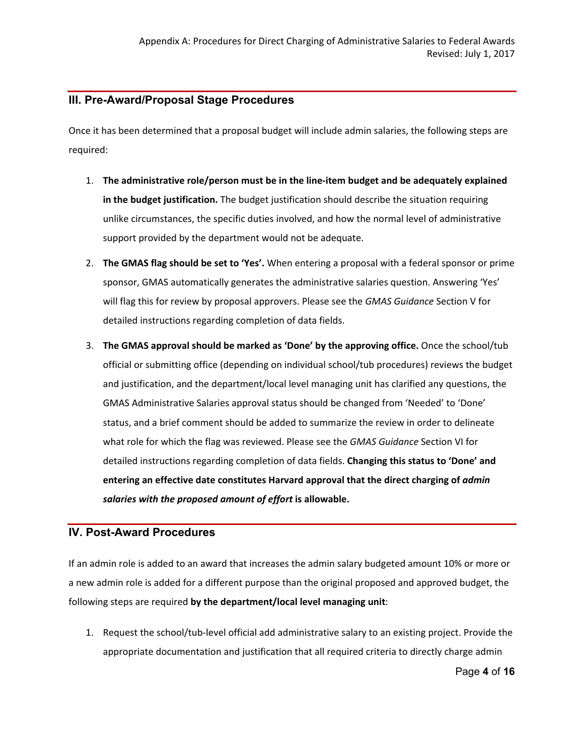## III. Pre-Award/Proposal Stage Procedures

Once it has been determined that a proposal budget will include admin salaries, the following steps are required:

1. **The administrative role/person must be in the line-item budget and be adequately explained in the budget justification.** The budget justification should describe the situation requiring unlike circumstances, the specific duties involved, and how the normal level of administrative support provided by the department would not be adequate.

2. **The GMAS flag should be set to 'Yes'.** When entering a proposal with a federal sponsor or prime sponsor, GMAS automatically generates the administrative salaries question. Answering 'Yes' will flag this for review by proposal approvers. Please see the *GMAS Guidance* Section V for detailed instructions regarding completion of data fields.

3. **The GMAS approval should be marked as 'Done' by the approving office.** Once the school/tub official or submitting office (depending on individual school/tub procedures) reviews the budget and justification, and the department/local level managing unit has clarified any questions, the GMAS Administrative Salaries approval status should be changed from 'Needed' to 'Done' status, and a brief comment should be added to summarize the review in order to delineate what role for which the flag was reviewed. Please see the *GMAS Guidance* Section VI for detailed instructions regarding completion of data fields. **Changing this status to 'Done' and entering an effective date constitutes Harvard approval that the direct charging of *admin salaries with the proposed amount of effort* is allowable.**

## IV. Post-Award Procedures

If an admin role is added to an award that increases the admin salary budgeted amount 10% or more or a new admin role is added for a different purpose than the original proposed and approved budget, the following steps are required **by the department/local level managing unit**:

1. Request the school/tub-level official add administrative salary to an existing project. Provide the appropriate documentation and justification that all required criteria to directly charge admin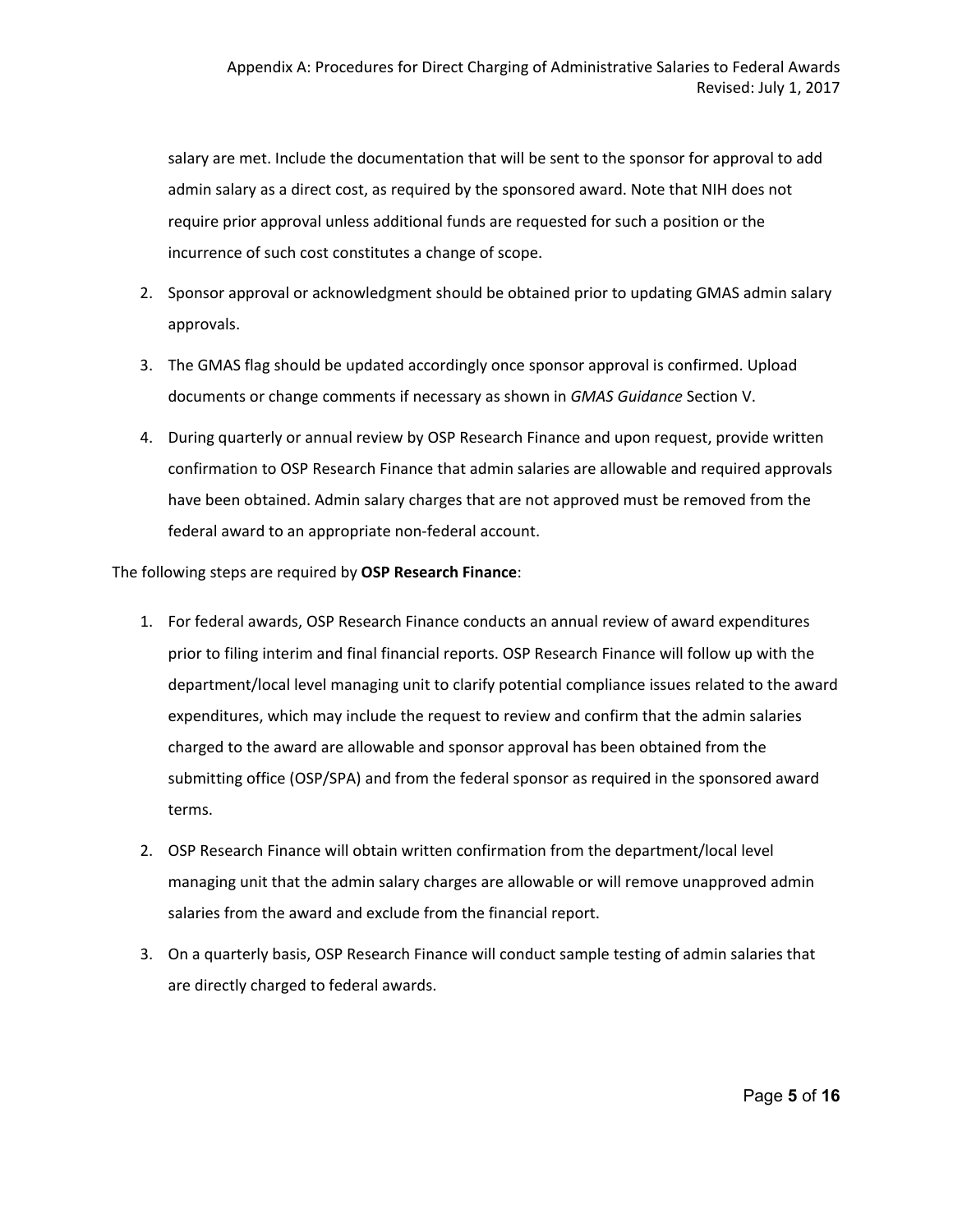salary are met. Include the documentation that will be sent to the sponsor for approval to add admin salary as a direct cost, as required by the sponsored award. Note that NIH does not require prior approval unless additional funds are requested for such a position or the incurrence of such cost constitutes a change of scope.

2. Sponsor approval or acknowledgment should be obtained prior to updating GMAS admin salary approvals.

3. The GMAS flag should be updated accordingly once sponsor approval is confirmed. Upload documents or change comments if necessary as shown in *GMAS Guidance* Section V.

4. During quarterly or annual review by OSP Research Finance and upon request, provide written confirmation to OSP Research Finance that admin salaries are allowable and required approvals have been obtained. Admin salary charges that are not approved must be removed from the federal award to an appropriate non-federal account.

The following steps are required by **OSP Research Finance**:

1. For federal awards, OSP Research Finance conducts an annual review of award expenditures prior to filing interim and final financial reports. OSP Research Finance will follow up with the department/local level managing unit to clarify potential compliance issues related to the award expenditures, which may include the request to review and confirm that the admin salaries charged to the award are allowable and sponsor approval has been obtained from the submitting office (OSP/SPA) and from the federal sponsor as required in the sponsored award terms.

2. OSP Research Finance will obtain written confirmation from the department/local level managing unit that the admin salary charges are allowable or will remove unapproved admin salaries from the award and exclude from the financial report.

3. On a quarterly basis, OSP Research Finance will conduct sample testing of admin salaries that are directly charged to federal awards.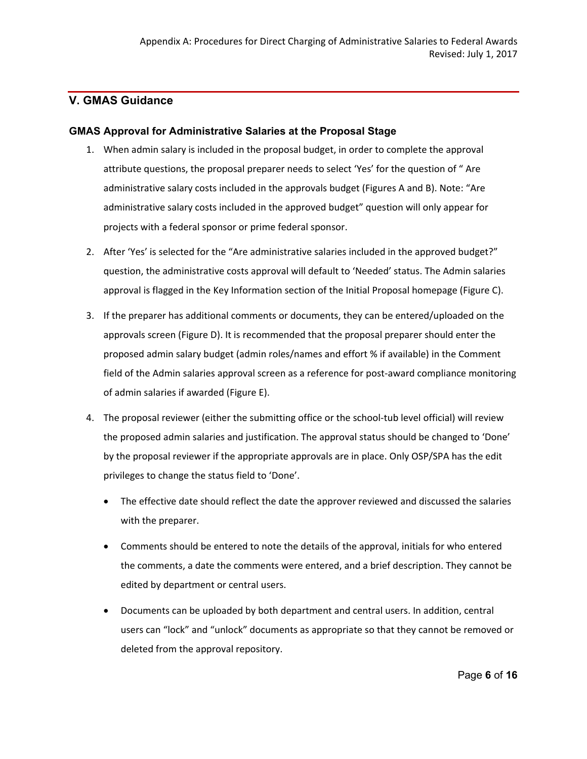## V. GMAS Guidance

### GMAS Approval for Administrative Salaries at the Proposal Stage

1. When admin salary is included in the proposal budget, in order to complete the approval attribute questions, the proposal preparer needs to select 'Yes' for the question of " Are administrative salary costs included in the approvals budget (Figures A and B). Note: "Are administrative salary costs included in the approved budget" question will only appear for projects with a federal sponsor or prime federal sponsor.

2. After 'Yes' is selected for the "Are administrative salaries included in the approved budget?" question, the administrative costs approval will default to 'Needed' status. The Admin salaries approval is flagged in the Key Information section of the Initial Proposal homepage (Figure C).

3. If the preparer has additional comments or documents, they can be entered/uploaded on the approvals screen (Figure D). It is recommended that the proposal preparer should enter the proposed admin salary budget (admin roles/names and effort % if available) in the Comment field of the Admin salaries approval screen as a reference for post-award compliance monitoring of admin salaries if awarded (Figure E).

4. The proposal reviewer (either the submitting office or the school-tub level official) will review the proposed admin salaries and justification. The approval status should be changed to 'Done' by the proposal reviewer if the appropriate approvals are in place. Only OSP/SPA has the edit privileges to change the status field to 'Done'.

   - The effective date should reflect the date the approver reviewed and discussed the salaries with the preparer.

   - Comments should be entered to note the details of the approval, initials for who entered the comments, a date the comments were entered, and a brief description. They cannot be edited by department or central users.

   - Documents can be uploaded by both department and central users. In addition, central users can "lock" and "unlock" documents as appropriate so that they cannot be removed or deleted from the approval repository.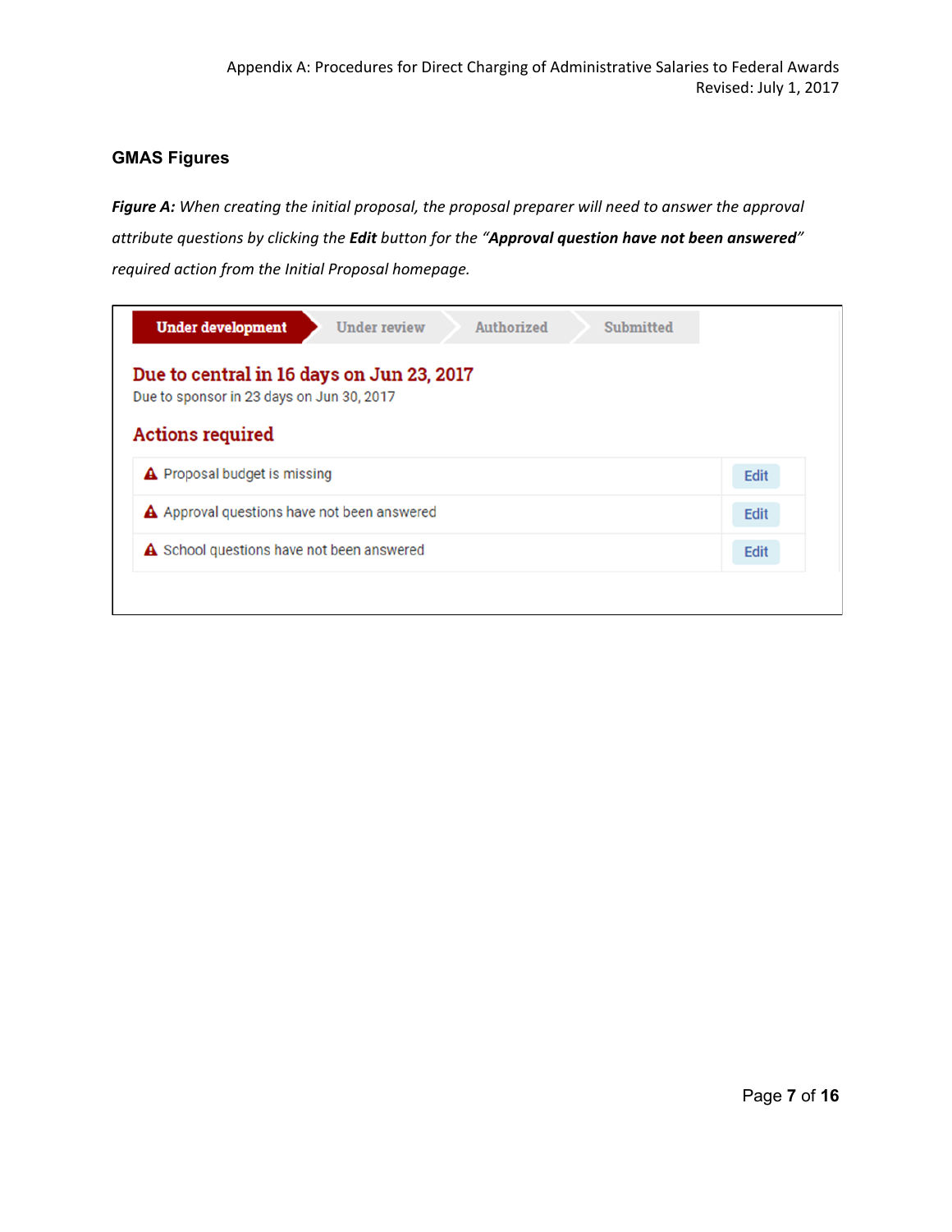### GMAS Figures

***Figure A:*** *When creating the initial proposal, the proposal preparer will need to answer the approval attribute questions by clicking the* ***Edit*** *button for the "****Approval question have not been answered****" required action from the Initial Proposal homepage.*

Under development | Under review | Authorized | Submitted

**Due to central in 16 days on Jun 23, 2017**

Due to sponsor in 23 days on Jun 30, 2017

**Actions required**

| Action | |
|---|---|
| Proposal budget is missing | Edit |
| Approval questions have not been answered | Edit |
| School questions have not been answered | Edit |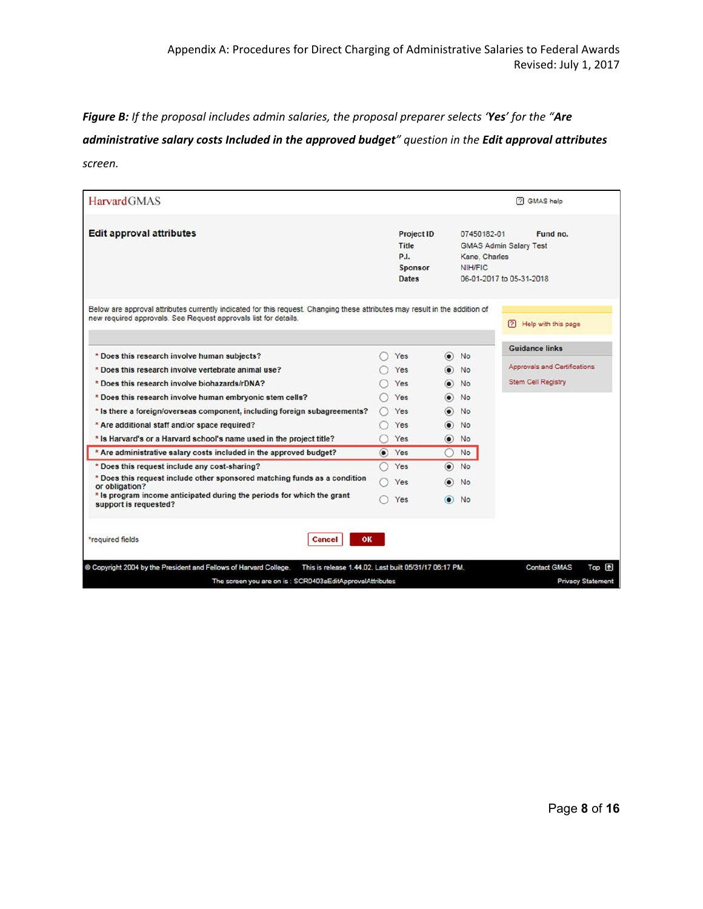***Figure B:*** *If the proposal includes admin salaries, the proposal preparer selects* ***'Yes'*** *for the "****Are administrative salary costs Included in the approved budget****" question in the* ***Edit approval attributes*** *screen.*

HarvardGMAS

GMAS help

**Edit approval attributes**

| | | | |
|---|---|---|---|
| **Project ID** | 07450182-01 | **Fund no.** | |
| **Title** | GMAS Admin Salary Test | | |
| **P.I.** | Kane, Charles | | |
| **Sponsor** | NIH/FIC | | |
| **Dates** | 06-01-2017 to 05-31-2018 | | |

Below are approval attributes currently indicated for this request. Changing these attributes may result in the addition of new required approvals. See Request approvals list for details.

Help with this page

**Guidance links**

Approvals and Certifications

Stem Cell Registry

| Question | Yes | No |
|---|---|---|
| * Does this research involve human subjects? | ○ Yes | ◉ No |
| * Does this research involve vertebrate animal use? | ○ Yes | ◉ No |
| * Does this research involve biohazards/rDNA? | ○ Yes | ◉ No |
| * Does this research involve human embryonic stem cells? | ○ Yes | ◉ No |
| * Is there a foreign/overseas component, including foreign subagreements? | ○ Yes | ◉ No |
| * Are additional staff and/or space required? | ○ Yes | ◉ No |
| * Is Harvard's or a Harvard school's name used in the project title? | ○ Yes | ◉ No |
| * Are administrative salary costs included in the approved budget? | ◉ Yes | ○ No |
| * Does this request include any cost-sharing? | ○ Yes | ◉ No |
| * Does this request include other sponsored matching funds as a condition or obligation? | ○ Yes | ◉ No |
| * Is program income anticipated during the periods for which the grant support is requested? | ○ Yes | ◉ No |

*required fields

Cancel | OK

© Copyright 2004 by the President and Fellows of Harvard College. This is release 1.44.02. Last built 05/31/17 06:17 PM. Contact GMAS Top

The screen you are on is : SCR0403aEditApprovalAttributes Privacy Statement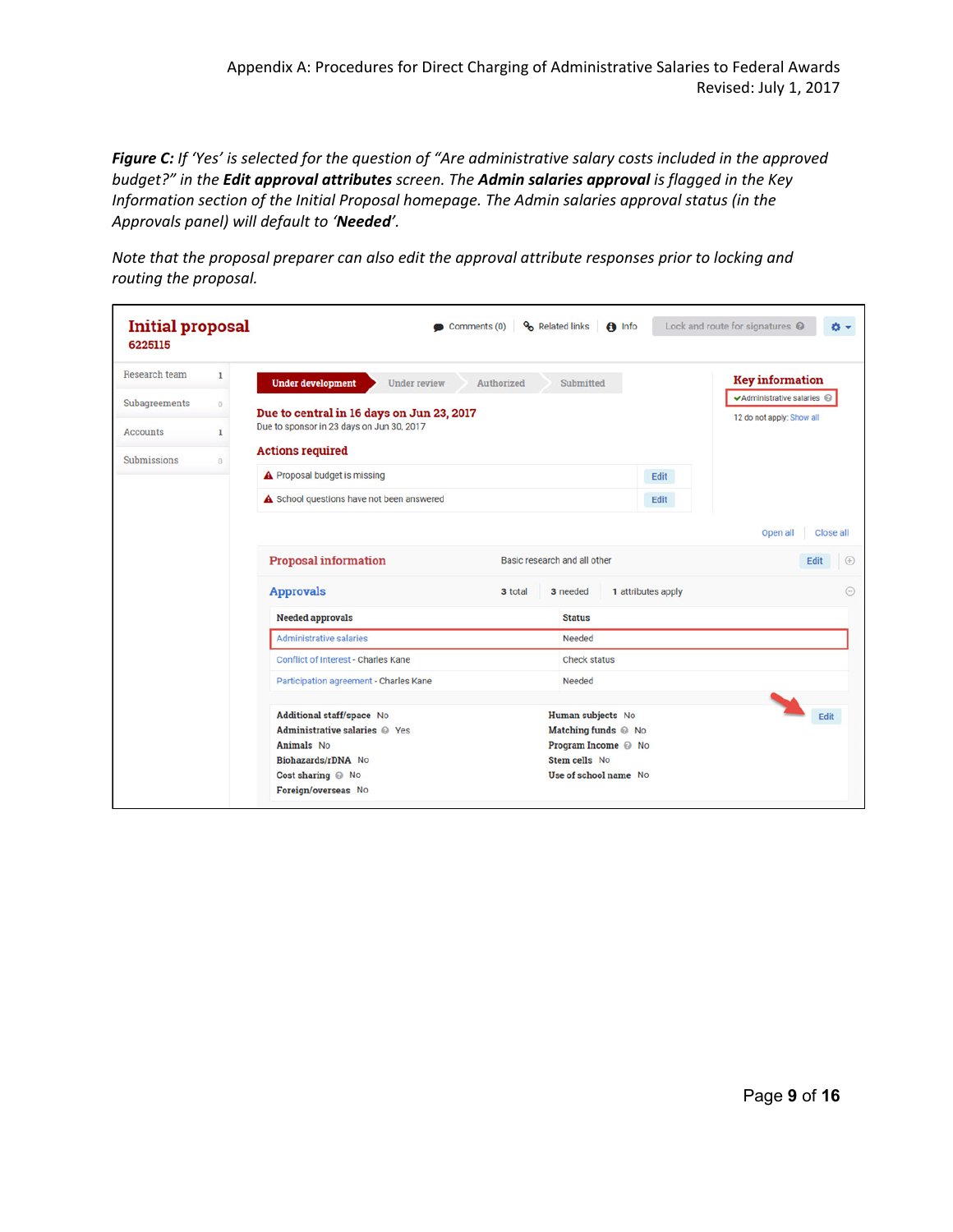***Figure C:*** *If 'Yes' is selected for the question of "Are administrative salary costs included in the approved budget?" in the* ***Edit approval attributes*** *screen. The* ***Admin salaries approval*** *is flagged in the Key Information section of the Initial Proposal homepage. The Admin salaries approval status (in the Approvals panel) will default to '****Needed****'.*

*Note that the proposal preparer can also edit the approval attribute responses prior to locking and routing the proposal.*

**Initial proposal**
6225115

Comments (0) | Related links | Info | Lock and route for signatures

| Research team | 1 |
|---|---|
| Subagreements | 0 |
| Accounts | 1 |
| Submissions | 0 |

**Under development** | Under review | Authorized | Submitted

**Due to central in 16 days on Jun 23, 2017**
Due to sponsor in 23 days on Jun 30, 2017

**Key information**
✔Administrative salaries
12 do not apply: Show all

**Actions required**

| | |
|---|---|
| Proposal budget is missing | Edit |
| School questions have not been answered | Edit |

Open all | Close all

**Proposal information** — Basic research and all other — Edit

**Approvals** — 3 total | 3 needed | 1 attributes apply

| Needed approvals | Status |
|---|---|
| Administrative salaries | Needed |
| Conflict of Interest - Charles Kane | Check status |
| Participation agreement - Charles Kane | Needed |

| | | | |
|---|---|---|---|
| Additional staff/space | No | Human subjects | No |
| Administrative salaries | Yes | Matching funds | No |
| Animals | No | Program Income | No |
| Biohazards/rDNA | No | Stem cells | No |
| Cost sharing | No | Use of school name | No |
| Foreign/overseas | No | | |

Edit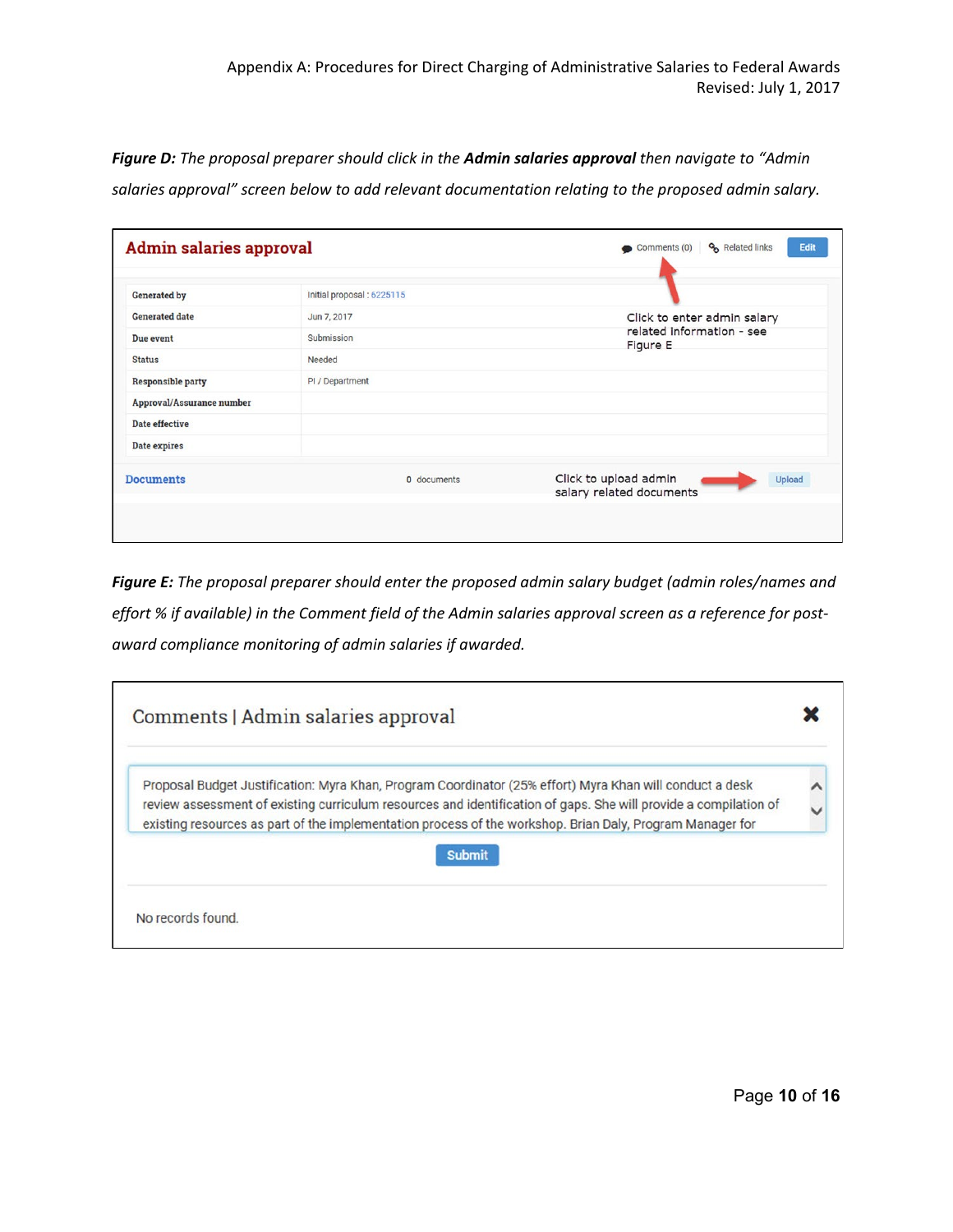***Figure D:*** *The proposal preparer should click in the* ***Admin salaries approval*** *then navigate to "Admin salaries approval" screen below to add relevant documentation relating to the proposed admin salary.*

**Admin salaries approval**

Comments (0) | Related links | Edit

| | |
|---|---|
| Generated by | Initial proposal : 6225115 |
| Generated date | Jun 7, 2017 |
| Due event | Submission |
| Status | Needed |
| Responsible party | PI / Department |
| Approval/Assurance number | |
| Date effective | |
| Date expires | |

Click to enter admin salary related information - see Figure E

**Documents** 0 documents

Click to upload admin salary related documents → Upload

***Figure E:*** *The proposal preparer should enter the proposed admin salary budget (admin roles/names and effort % if available) in the Comment field of the Admin salaries approval screen as a reference for post-award compliance monitoring of admin salaries if awarded.*

**Comments | Admin salaries approval**

Proposal Budget Justification: Myra Khan, Program Coordinator (25% effort) Myra Khan will conduct a desk review assessment of existing curriculum resources and identification of gaps. She will provide a compilation of existing resources as part of the implementation process of the workshop. Brian Daly, Program Manager for

Submit

No records found.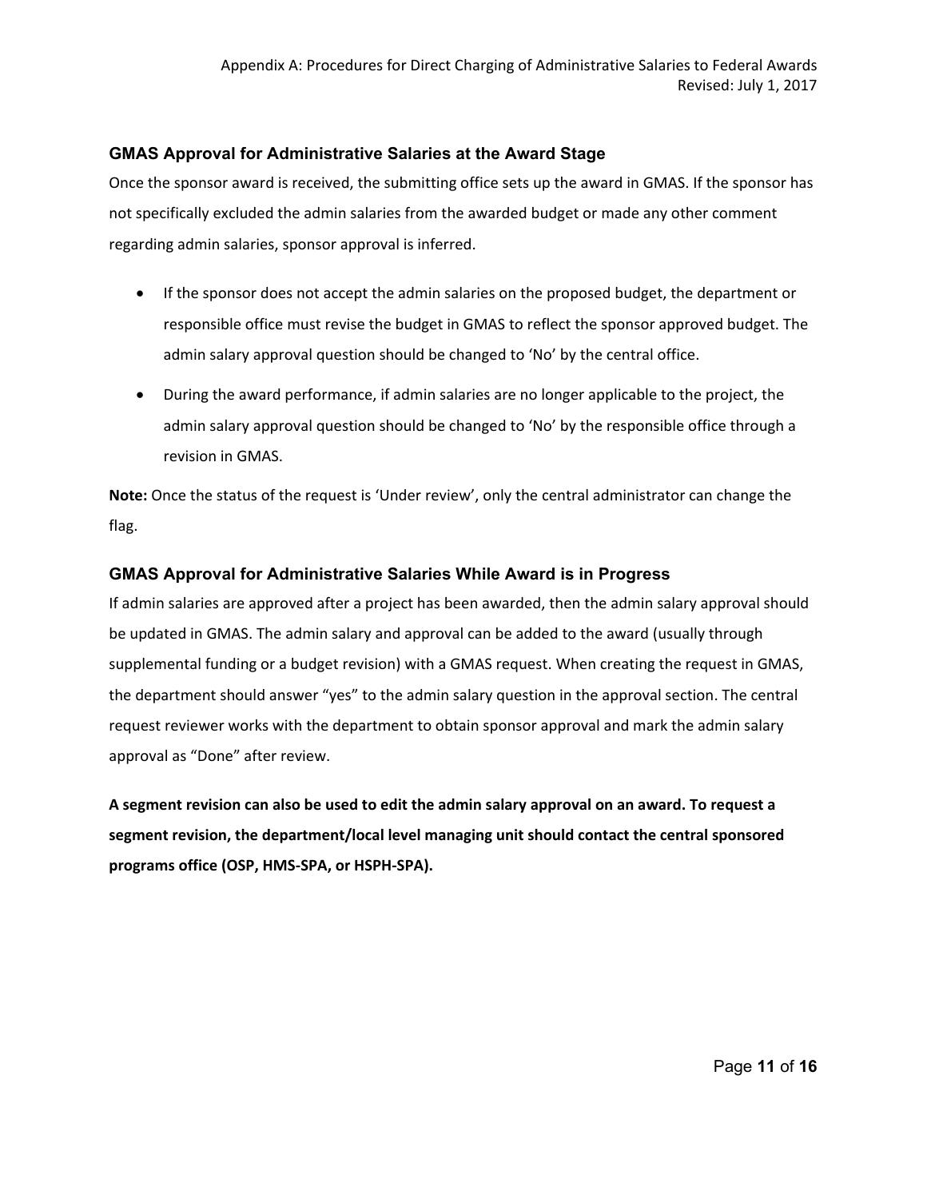## GMAS Approval for Administrative Salaries at the Award Stage

Once the sponsor award is received, the submitting office sets up the award in GMAS. If the sponsor has not specifically excluded the admin salaries from the awarded budget or made any other comment regarding admin salaries, sponsor approval is inferred.

- If the sponsor does not accept the admin salaries on the proposed budget, the department or responsible office must revise the budget in GMAS to reflect the sponsor approved budget. The admin salary approval question should be changed to 'No' by the central office.
- During the award performance, if admin salaries are no longer applicable to the project, the admin salary approval question should be changed to 'No' by the responsible office through a revision in GMAS.

**Note:** Once the status of the request is 'Under review', only the central administrator can change the flag.

## GMAS Approval for Administrative Salaries While Award is in Progress

If admin salaries are approved after a project has been awarded, then the admin salary approval should be updated in GMAS. The admin salary and approval can be added to the award (usually through supplemental funding or a budget revision) with a GMAS request. When creating the request in GMAS, the department should answer "yes" to the admin salary question in the approval section. The central request reviewer works with the department to obtain sponsor approval and mark the admin salary approval as "Done" after review.

**A segment revision can also be used to edit the admin salary approval on an award. To request a segment revision, the department/local level managing unit should contact the central sponsored programs office (OSP, HMS-SPA, or HSPH-SPA).**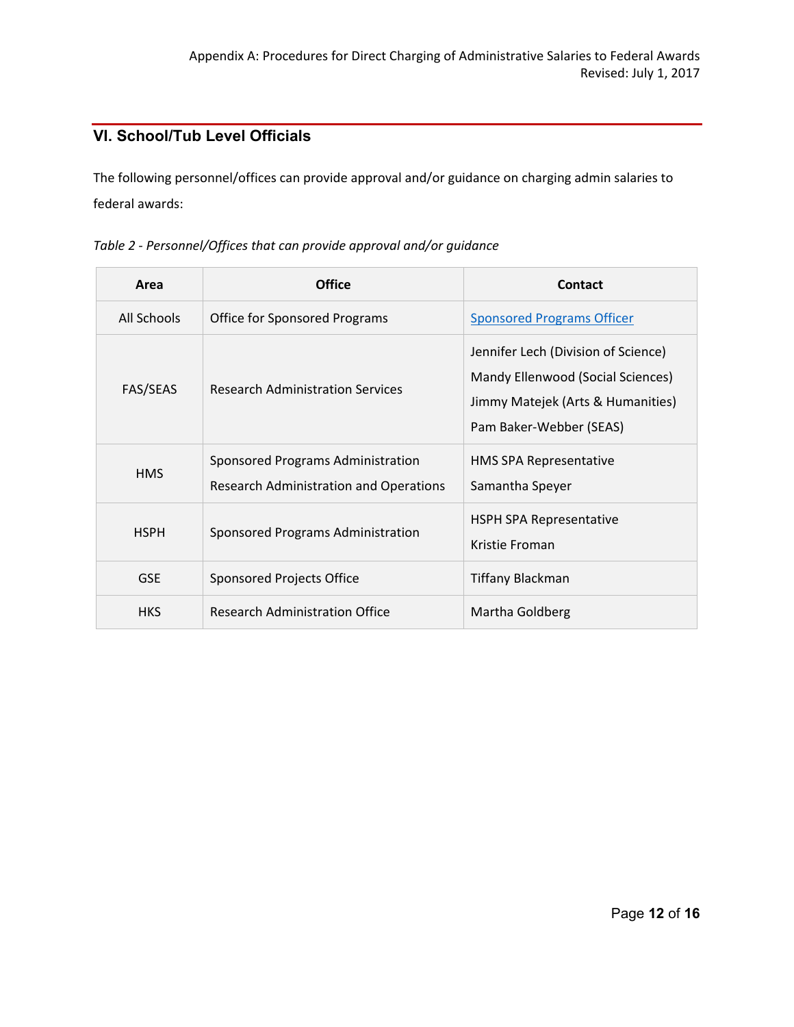## VI. School/Tub Level Officials

The following personnel/offices can provide approval and/or guidance on charging admin salaries to federal awards:

*Table 2 - Personnel/Offices that can provide approval and/or guidance*

| Area | Office | Contact |
|---|---|---|
| All Schools | Office for Sponsored Programs | Sponsored Programs Officer |
| FAS/SEAS | Research Administration Services | Jennifer Lech (Division of Science)<br>Mandy Ellenwood (Social Sciences)<br>Jimmy Matejek (Arts & Humanities)<br>Pam Baker-Webber (SEAS) |
| HMS | Sponsored Programs Administration<br>Research Administration and Operations | HMS SPA Representative<br>Samantha Speyer |
| HSPH | Sponsored Programs Administration | HSPH SPA Representative<br>Kristie Froman |
| GSE | Sponsored Projects Office | Tiffany Blackman |
| HKS | Research Administration Office | Martha Goldberg |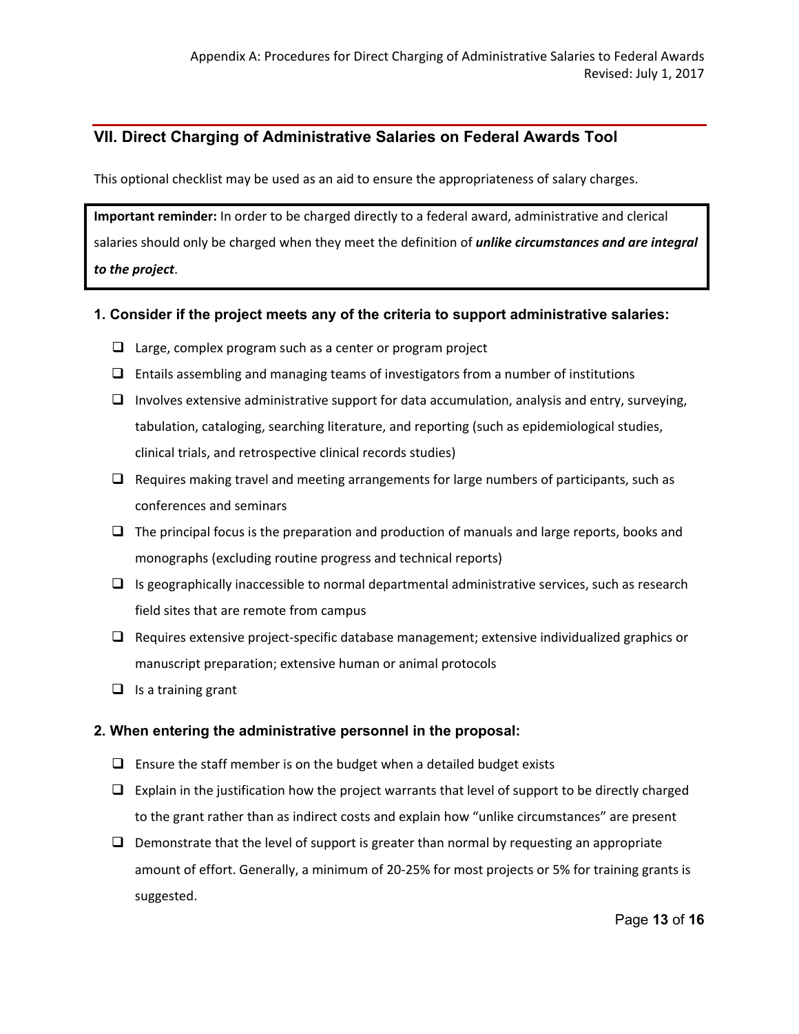## VII. Direct Charging of Administrative Salaries on Federal Awards Tool

This optional checklist may be used as an aid to ensure the appropriateness of salary charges.

> **Important reminder:** In order to be charged directly to a federal award, administrative and clerical salaries should only be charged when they meet the definition of ***unlike circumstances and are integral to the project***.

### 1. Consider if the project meets any of the criteria to support administrative salaries:

- [ ] Large, complex program such as a center or program project
- [ ] Entails assembling and managing teams of investigators from a number of institutions
- [ ] Involves extensive administrative support for data accumulation, analysis and entry, surveying, tabulation, cataloging, searching literature, and reporting (such as epidemiological studies, clinical trials, and retrospective clinical records studies)
- [ ] Requires making travel and meeting arrangements for large numbers of participants, such as conferences and seminars
- [ ] The principal focus is the preparation and production of manuals and large reports, books and monographs (excluding routine progress and technical reports)
- [ ] Is geographically inaccessible to normal departmental administrative services, such as research field sites that are remote from campus
- [ ] Requires extensive project-specific database management; extensive individualized graphics or manuscript preparation; extensive human or animal protocols
- [ ] Is a training grant

### 2. When entering the administrative personnel in the proposal:

- [ ] Ensure the staff member is on the budget when a detailed budget exists
- [ ] Explain in the justification how the project warrants that level of support to be directly charged to the grant rather than as indirect costs and explain how "unlike circumstances" are present
- [ ] Demonstrate that the level of support is greater than normal by requesting an appropriate amount of effort. Generally, a minimum of 20-25% for most projects or 5% for training grants is suggested.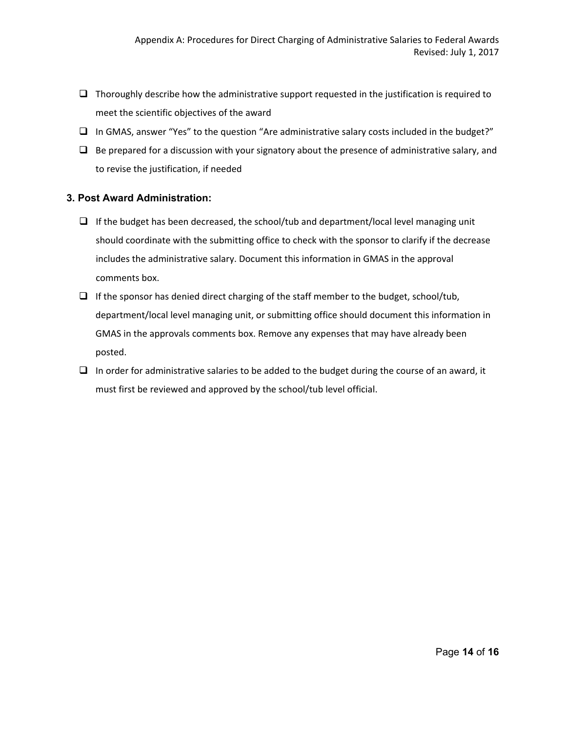- [ ] Thoroughly describe how the administrative support requested in the justification is required to meet the scientific objectives of the award
- [ ] In GMAS, answer “Yes” to the question “Are administrative salary costs included in the budget?”
- [ ] Be prepared for a discussion with your signatory about the presence of administrative salary, and to revise the justification, if needed

### 3. Post Award Administration:

- [ ] If the budget has been decreased, the school/tub and department/local level managing unit should coordinate with the submitting office to check with the sponsor to clarify if the decrease includes the administrative salary. Document this information in GMAS in the approval comments box.
- [ ] If the sponsor has denied direct charging of the staff member to the budget, school/tub, department/local level managing unit, or submitting office should document this information in GMAS in the approvals comments box. Remove any expenses that may have already been posted.
- [ ] In order for administrative salaries to be added to the budget during the course of an award, it must first be reviewed and approved by the school/tub level official.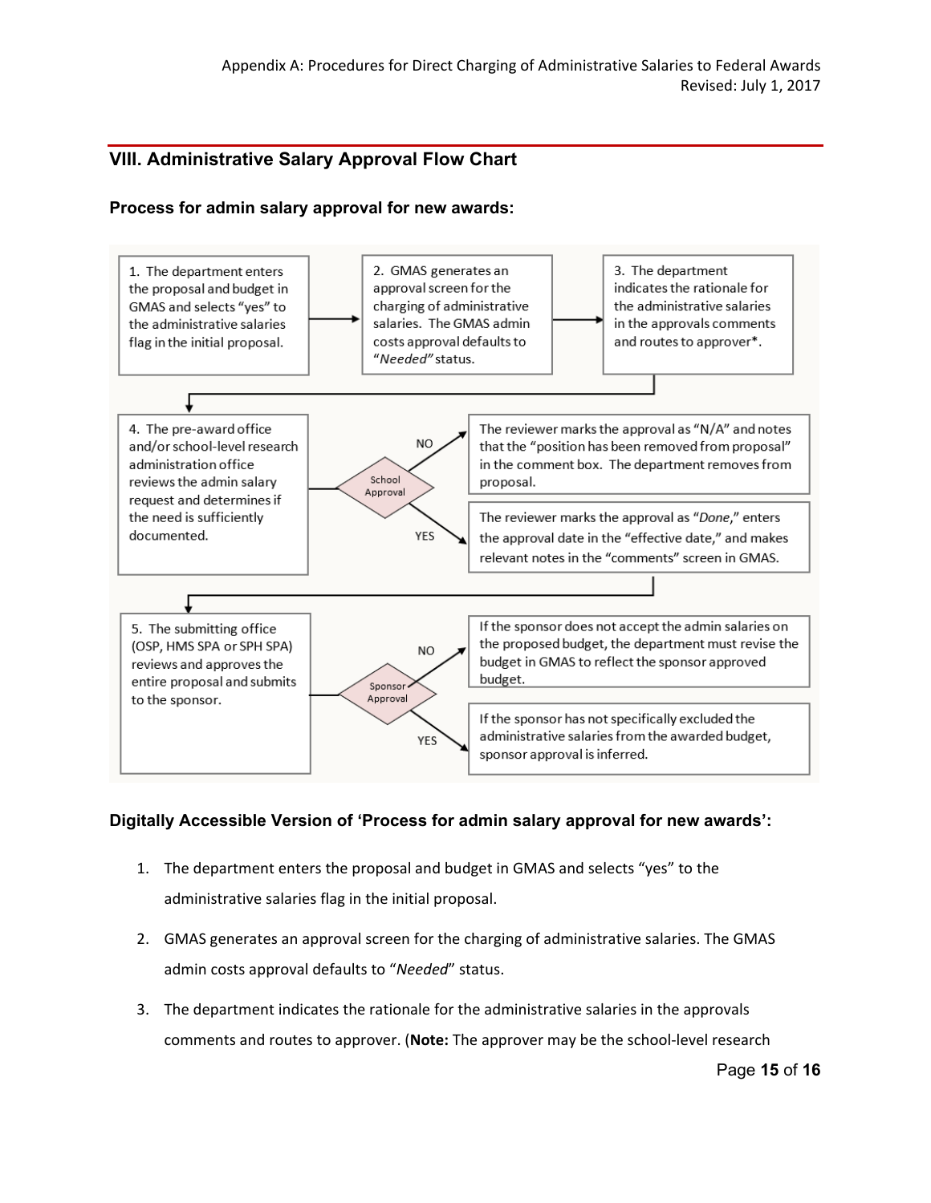## VIII. Administrative Salary Approval Flow Chart

### Process for admin salary approval for new awards:

1. The department enters the proposal and budget in GMAS and selects "yes" to the administrative salaries flag in the initial proposal.

2. GMAS generates an approval screen for the charging of administrative salaries. The GMAS admin costs approval defaults to "*Needed*" status.

3. The department indicates the rationale for the administrative salaries in the approvals comments and routes to approver*.

4. The pre-award office and/or school-level research administration office reviews the admin salary request and determines if the need is sufficiently documented.

School Approval

- NO: The reviewer marks the approval as "N/A" and notes that the "position has been removed from proposal" in the comment box. The department removes from proposal.
- YES: The reviewer marks the approval as "*Done*," enters the approval date in the "effective date," and makes relevant notes in the "comments" screen in GMAS.

5. The submitting office (OSP, HMS SPA or SPH SPA) reviews and approves the entire proposal and submits to the sponsor.

Sponsor Approval

- NO: If the sponsor does not accept the admin salaries on the proposed budget, the department must revise the budget in GMAS to reflect the sponsor approved budget.
- YES: If the sponsor has not specifically excluded the administrative salaries from the awarded budget, sponsor approval is inferred.

### Digitally Accessible Version of 'Process for admin salary approval for new awards':

1. The department enters the proposal and budget in GMAS and selects "yes" to the administrative salaries flag in the initial proposal.
2. GMAS generates an approval screen for the charging of administrative salaries. The GMAS admin costs approval defaults to "*Needed*" status.
3. The department indicates the rationale for the administrative salaries in the approvals comments and routes to approver. (**Note:** The approver may be the school-level research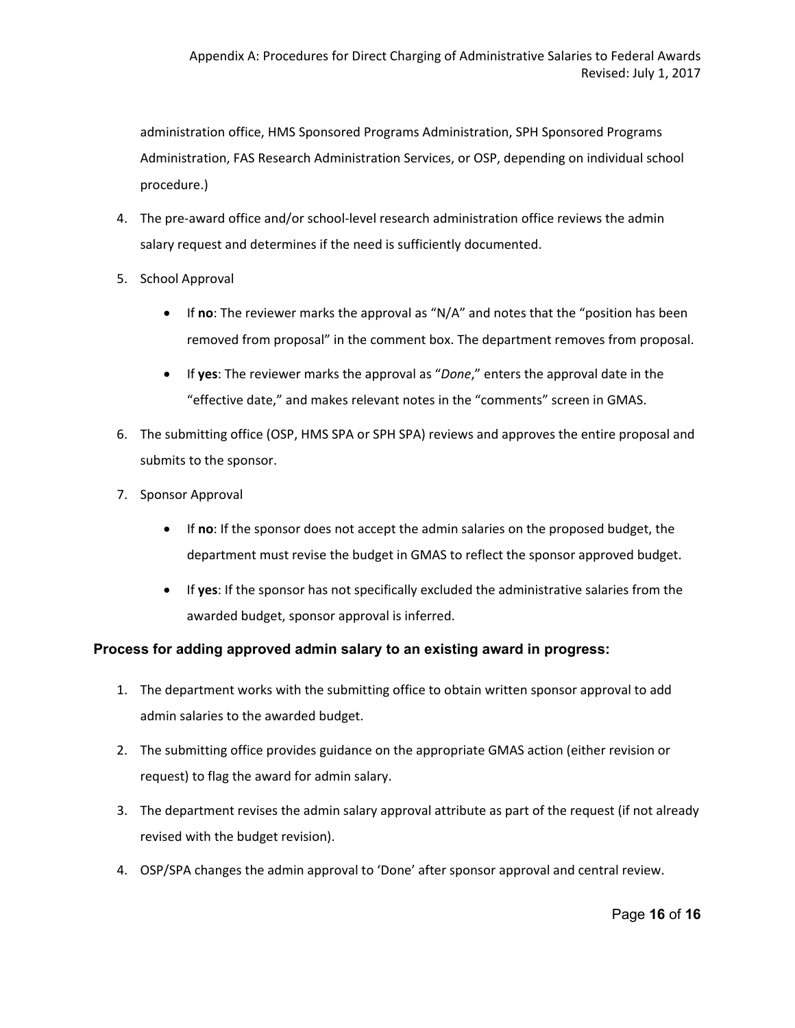administration office, HMS Sponsored Programs Administration, SPH Sponsored Programs Administration, FAS Research Administration Services, or OSP, depending on individual school procedure.)

4. The pre-award office and/or school-level research administration office reviews the admin salary request and determines if the need is sufficiently documented.
5. School Approval
   - If **no**: The reviewer marks the approval as "N/A" and notes that the "position has been removed from proposal" in the comment box. The department removes from proposal.
   - If **yes**: The reviewer marks the approval as "*Done*," enters the approval date in the "effective date," and makes relevant notes in the "comments" screen in GMAS.
6. The submitting office (OSP, HMS SPA or SPH SPA) reviews and approves the entire proposal and submits to the sponsor.
7. Sponsor Approval
   - If **no**: If the sponsor does not accept the admin salaries on the proposed budget, the department must revise the budget in GMAS to reflect the sponsor approved budget.
   - If **yes**: If the sponsor has not specifically excluded the administrative salaries from the awarded budget, sponsor approval is inferred.

### Process for adding approved admin salary to an existing award in progress:

1. The department works with the submitting office to obtain written sponsor approval to add admin salaries to the awarded budget.
2. The submitting office provides guidance on the appropriate GMAS action (either revision or request) to flag the award for admin salary.
3. The department revises the admin salary approval attribute as part of the request (if not already revised with the budget revision).
4. OSP/SPA changes the admin approval to 'Done' after sponsor approval and central review.